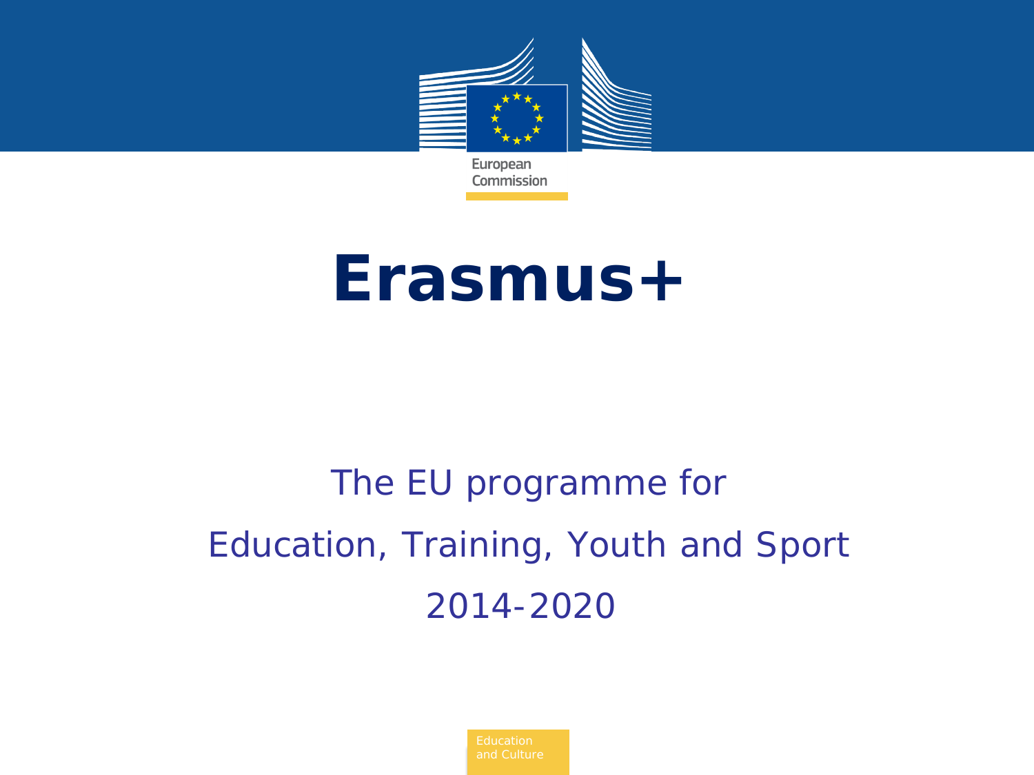European Commission

# Erasmus+

The EU programme for

Education, Training, Youth and Sport

2014-2020

Education and Culture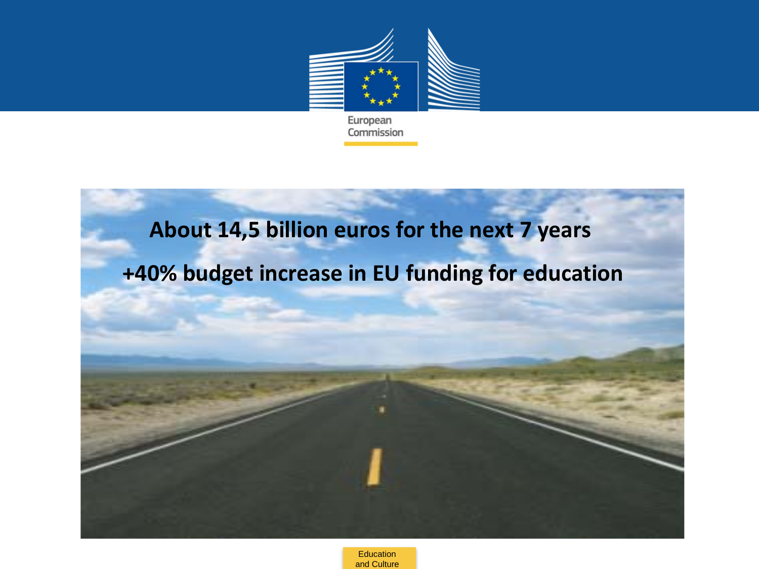**About 14,5 billion euros for the next 7 years**

**+40% budget increase in EU funding for education**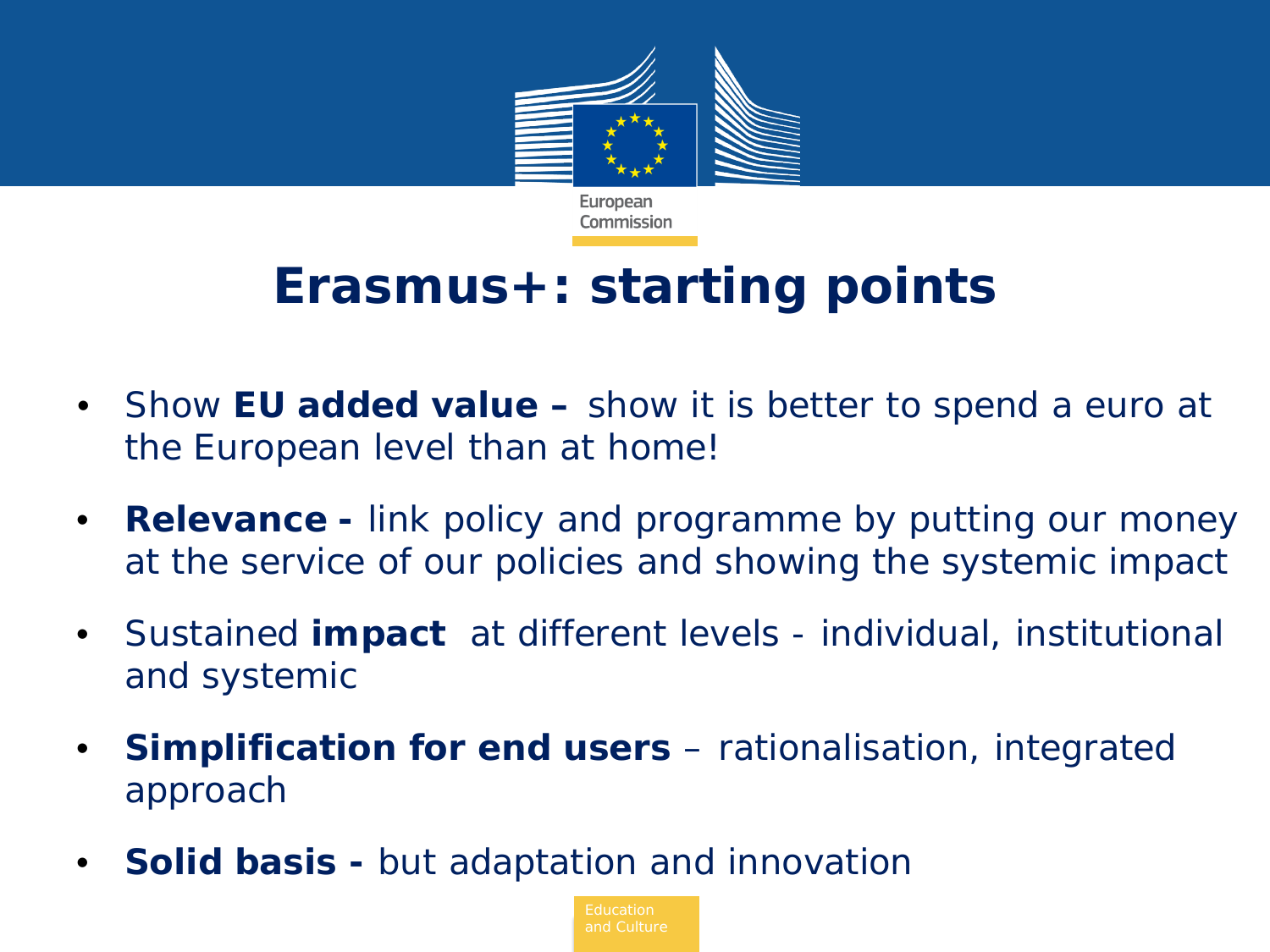# Erasmus+: starting points

- Show **EU added value –** show it is better to spend a euro at the European level than at home!
- **Relevance -** link policy and programme by putting our money at the service of our policies and showing the systemic impact
- Sustained **impact** at different levels - individual, institutional and systemic
- **Simplification for end users** – rationalisation, integrated approach
- **Solid basis -** but adaptation and innovation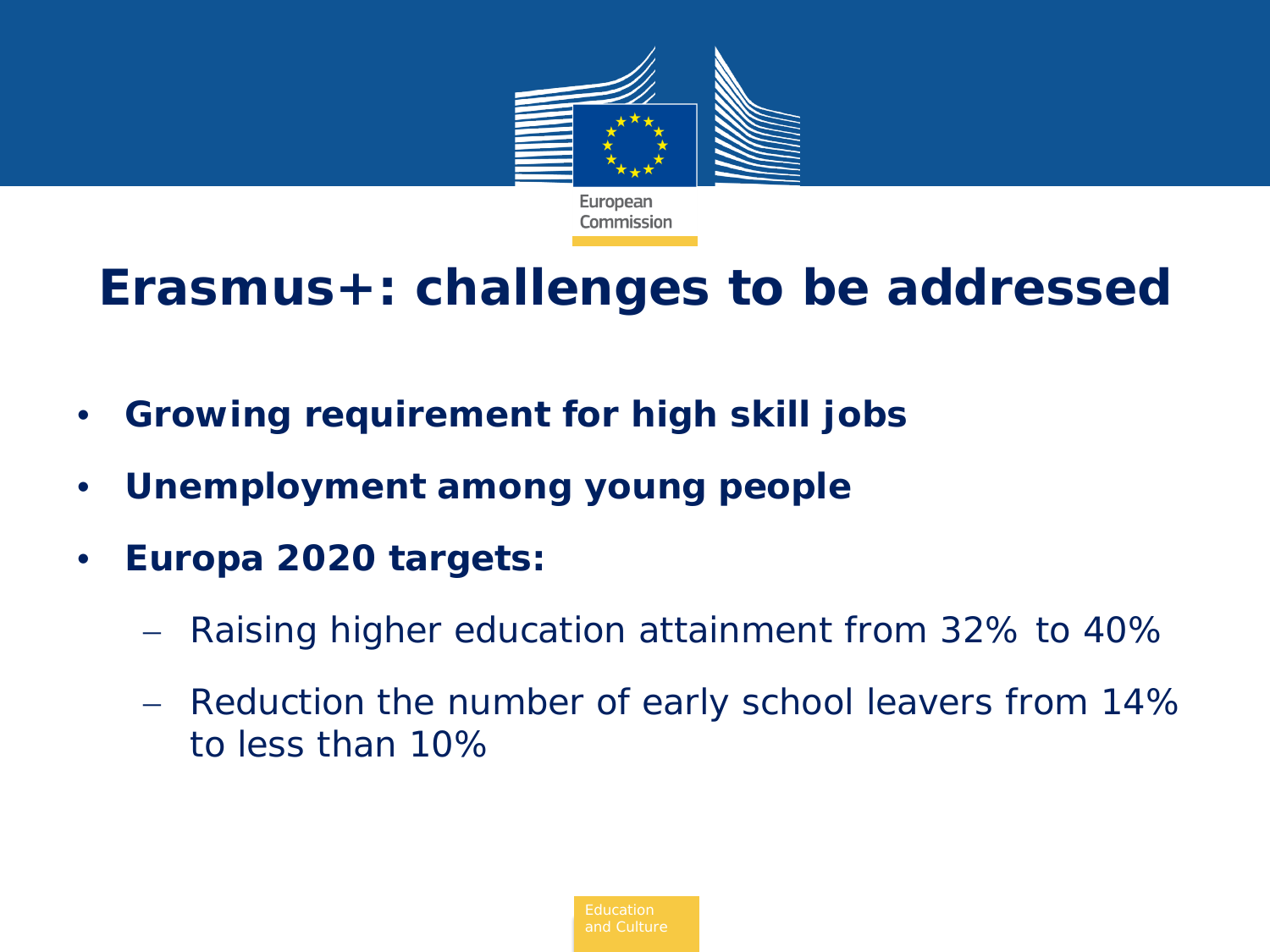# Erasmus+: challenges to be addressed

- **Growing requirement for high skill jobs**
- **Unemployment among young people**
- **Europa 2020 targets:**
  - Raising higher education attainment from 32% to 40%
  - Reduction the number of early school leavers from 14% to less than 10%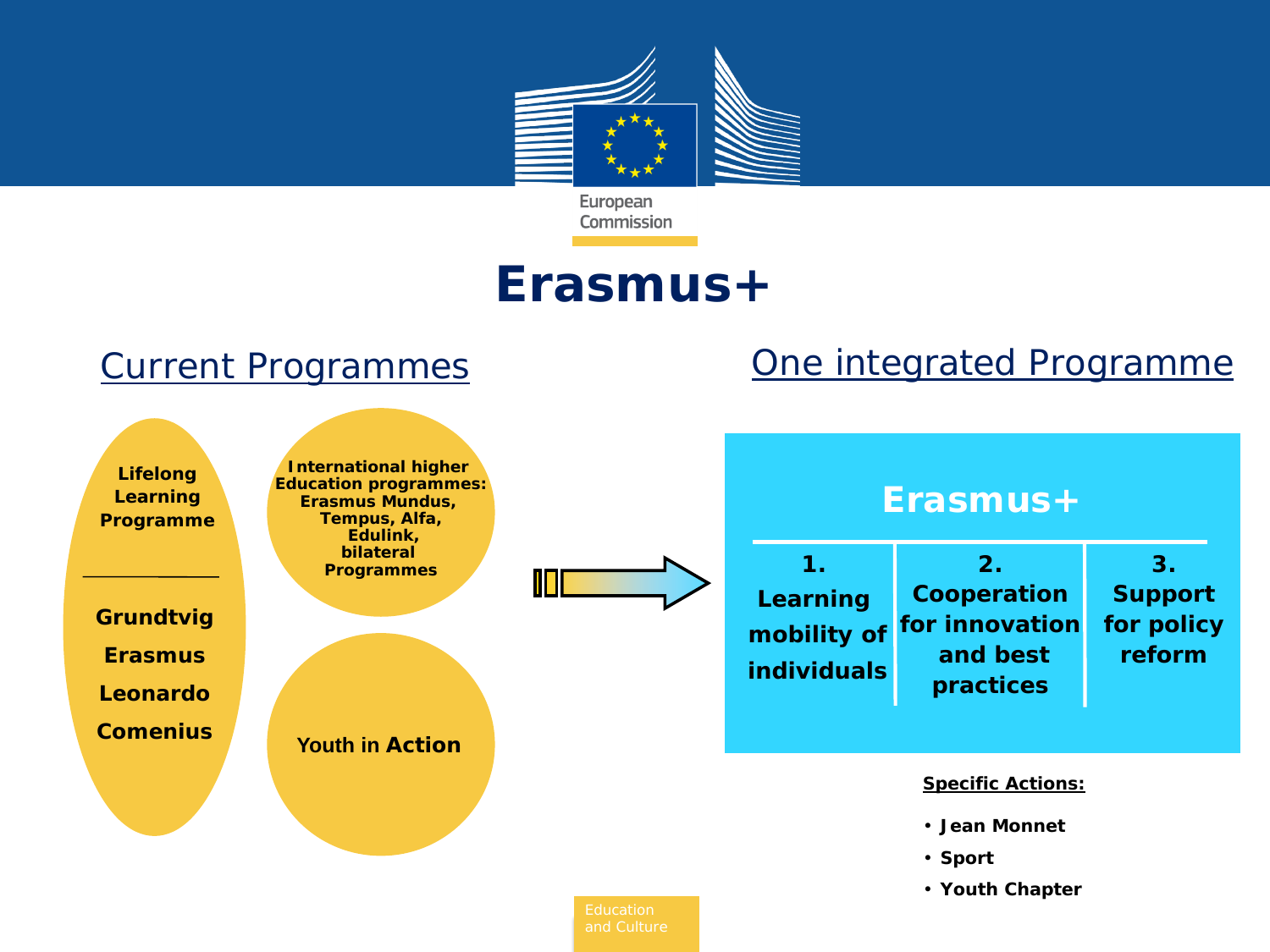# Erasmus+

## Current Programmes

**Lifelong Learning Programme**

- **Grundtvig**
- **Erasmus**
- **Leonardo**
- **Comenius**

**International higher Education programmes: Erasmus Mundus, Tempus, Alfa, Edulink, bilateral Programmes**

Youth in **Action**

## One integrated Programme

**Erasmus+**

| 1. Learning mobility of individuals | 2. Cooperation for innovation and best practices | 3. Support for policy reform |
| --- | --- | --- |

**Specific Actions:**

- **Jean Monnet**
- **Sport**
- **Youth Chapter**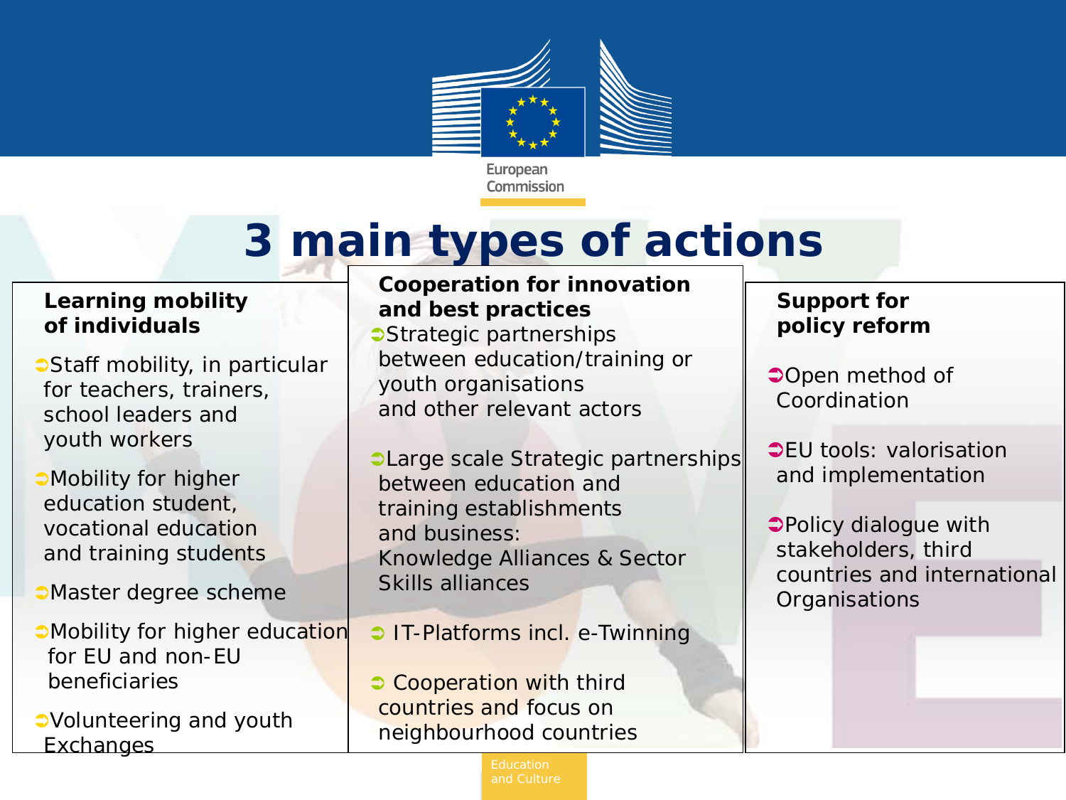# 3 main types of actions

## Learning mobility of individuals

- Staff mobility, in particular for teachers, trainers, school leaders and youth workers
- Mobility for higher education student, vocational education and training students
- Master degree scheme
- Mobility for higher education for EU and non-EU beneficiaries
- Volunteering and youth Exchanges

## Cooperation for innovation and best practices

- Strategic partnerships between education/training or youth organisations and other relevant actors
- Large scale Strategic partnerships between education and training establishments and business: Knowledge Alliances & Sector Skills alliances
- IT-Platforms incl. e-Twinning
- Cooperation with third countries and focus on neighbourhood countries

## Support for policy reform

- Open method of Coordination
- EU tools: valorisation and implementation
- Policy dialogue with stakeholders, third countries and international Organisations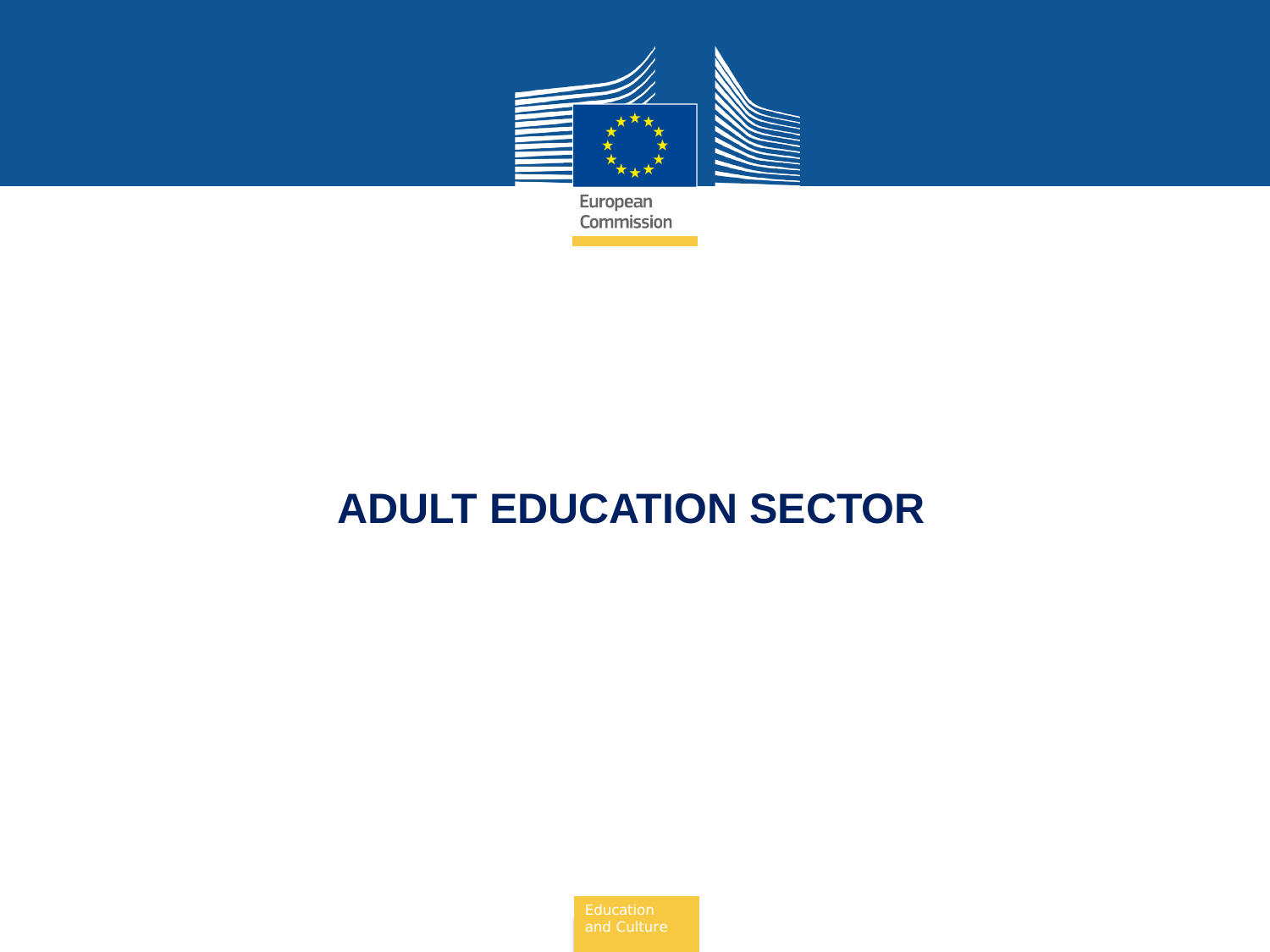# ADULT EDUCATION SECTOR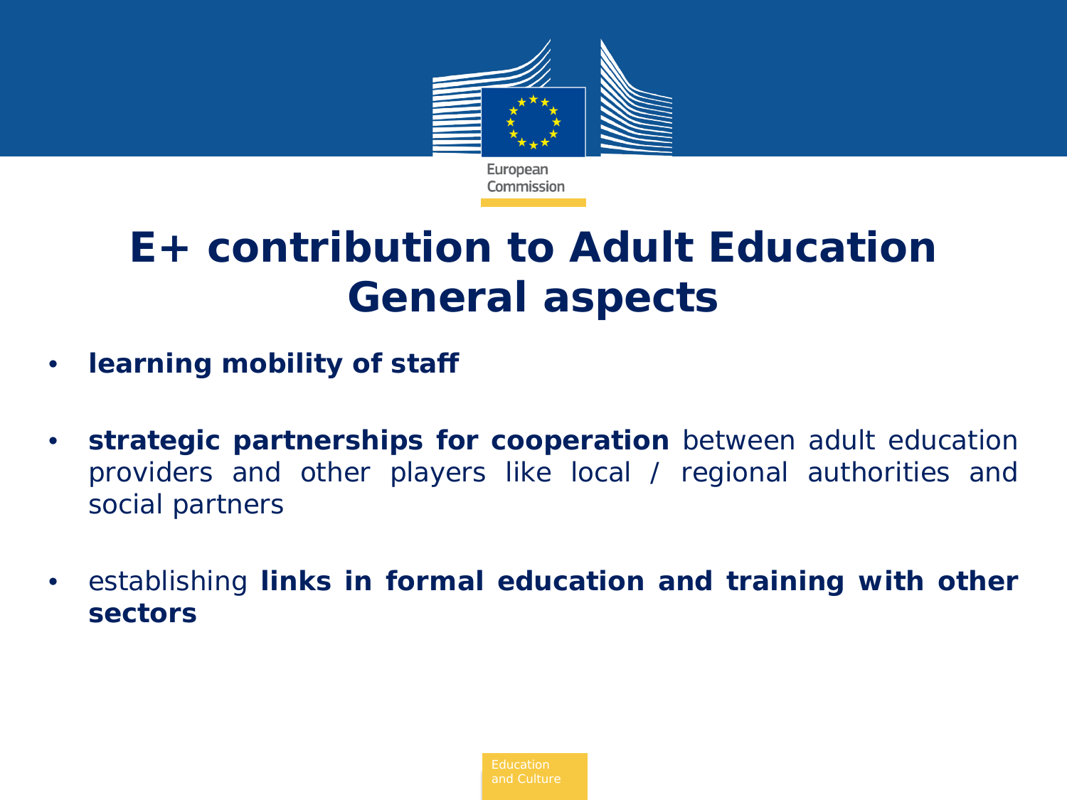# E+ contribution to Adult Education General aspects

- **learning mobility of staff**
- **strategic partnerships for cooperation** between adult education providers and other players like local / regional authorities and social partners
- establishing **links in formal education and training with other sectors**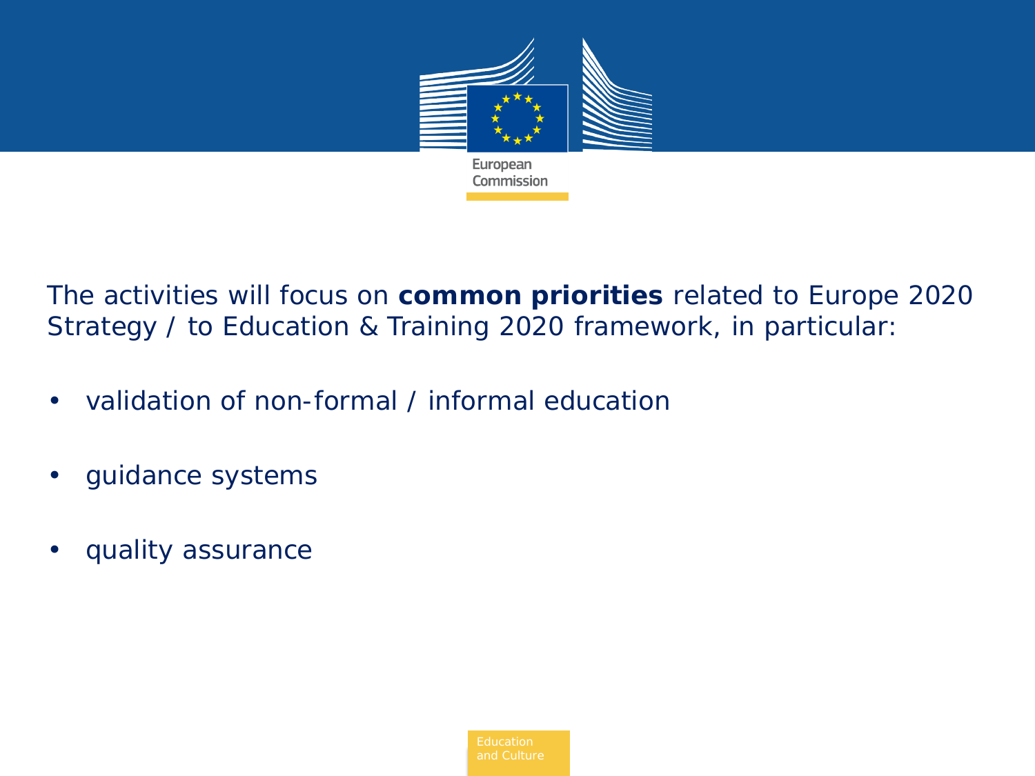The activities will focus on **common priorities** related to Europe 2020 Strategy / to Education & Training 2020 framework, in particular:

- validation of non-formal / informal education
- guidance systems
- quality assurance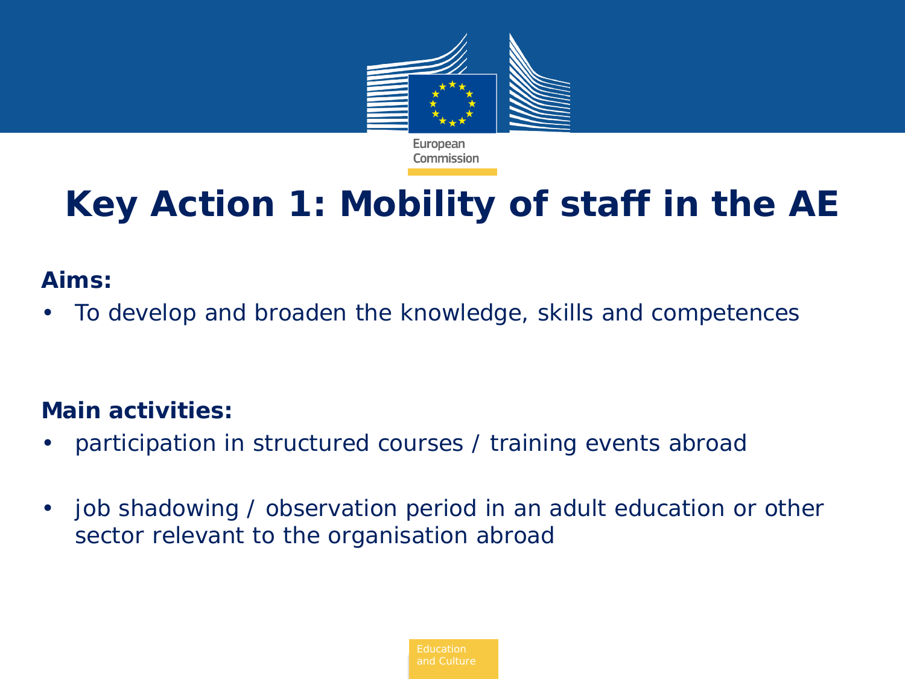# Key Action 1: Mobility of staff in the AE

**Aims:**

- To develop and broaden the knowledge, skills and competences

**Main activities:**

- participation in structured courses / training events abroad
- job shadowing / observation period in an adult education or other sector relevant to the organisation abroad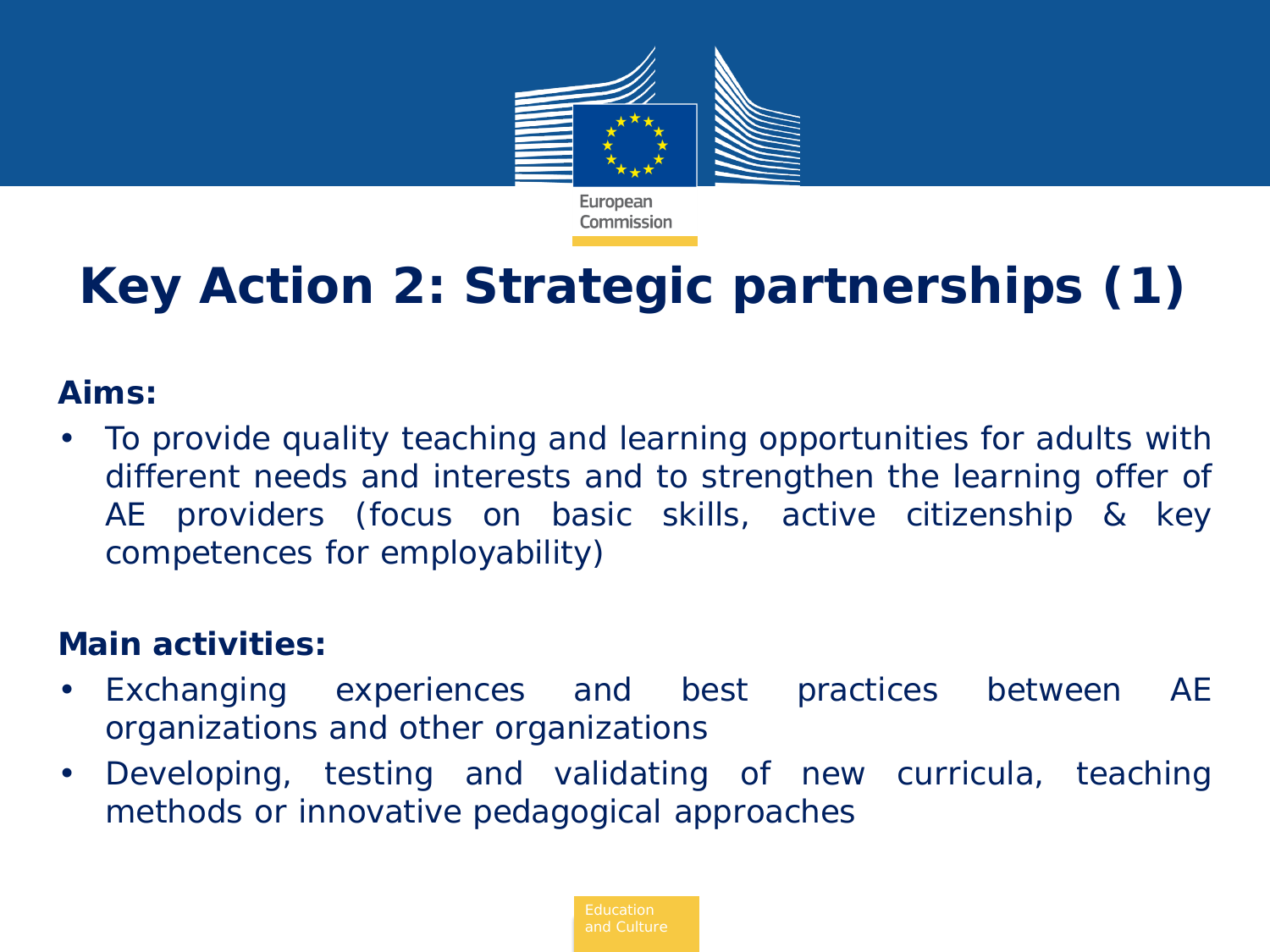# Key Action 2: Strategic partnerships (1)

**Aims:**

- To provide quality teaching and learning opportunities for adults with different needs and interests and to strengthen the learning offer of AE providers (focus on basic skills, active citizenship & key competences for employability)

**Main activities:**

- Exchanging experiences and best practices between AE organizations and other organizations
- Developing, testing and validating of new curricula, teaching methods or innovative pedagogical approaches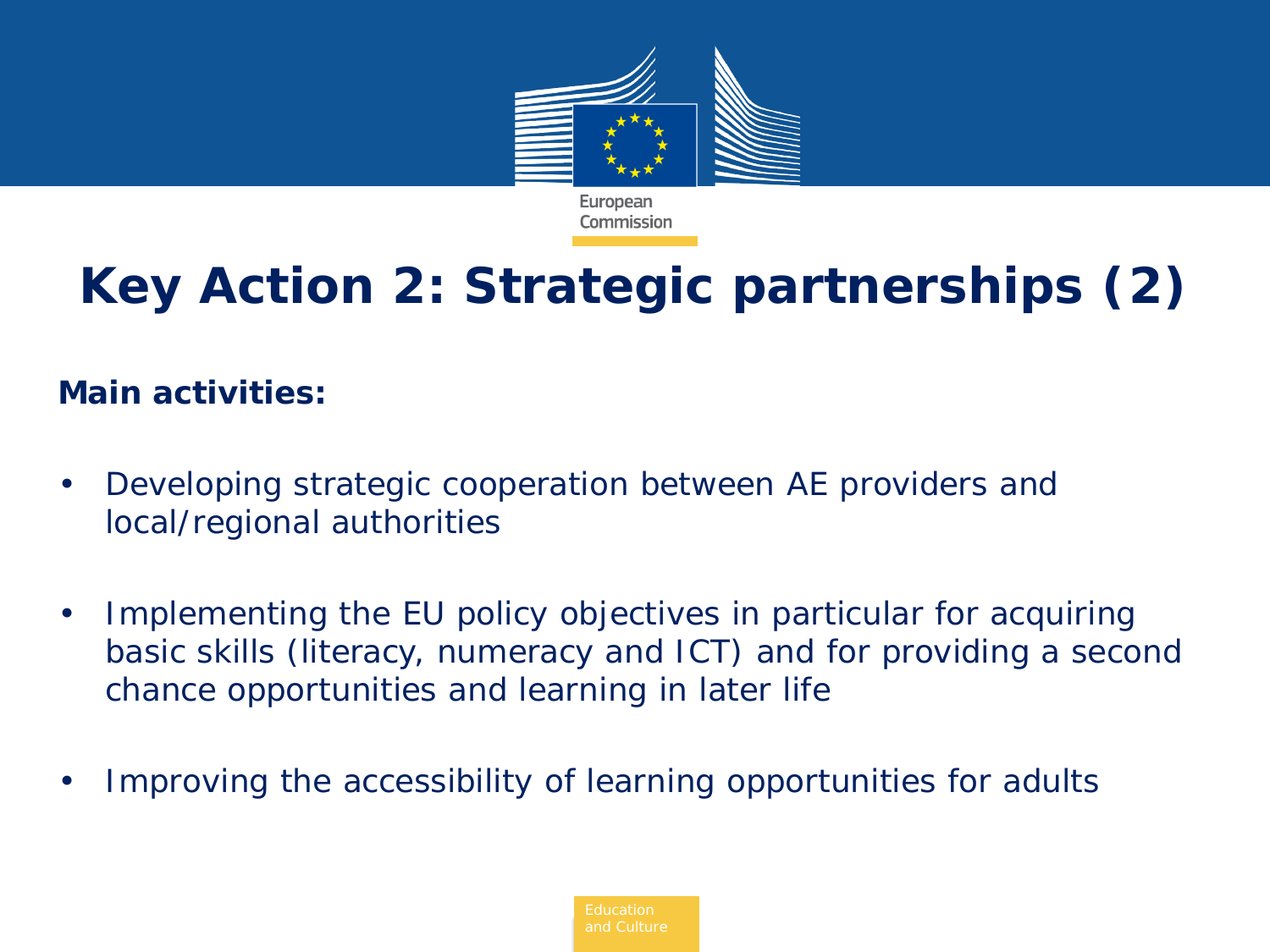# Key Action 2: Strategic partnerships (2)

**Main activities:**

- Developing strategic cooperation between AE providers and local/regional authorities
- Implementing the EU policy objectives in particular for acquiring basic skills (literacy, numeracy and ICT) and for providing a second chance opportunities and learning in later life
- Improving the accessibility of learning opportunities for adults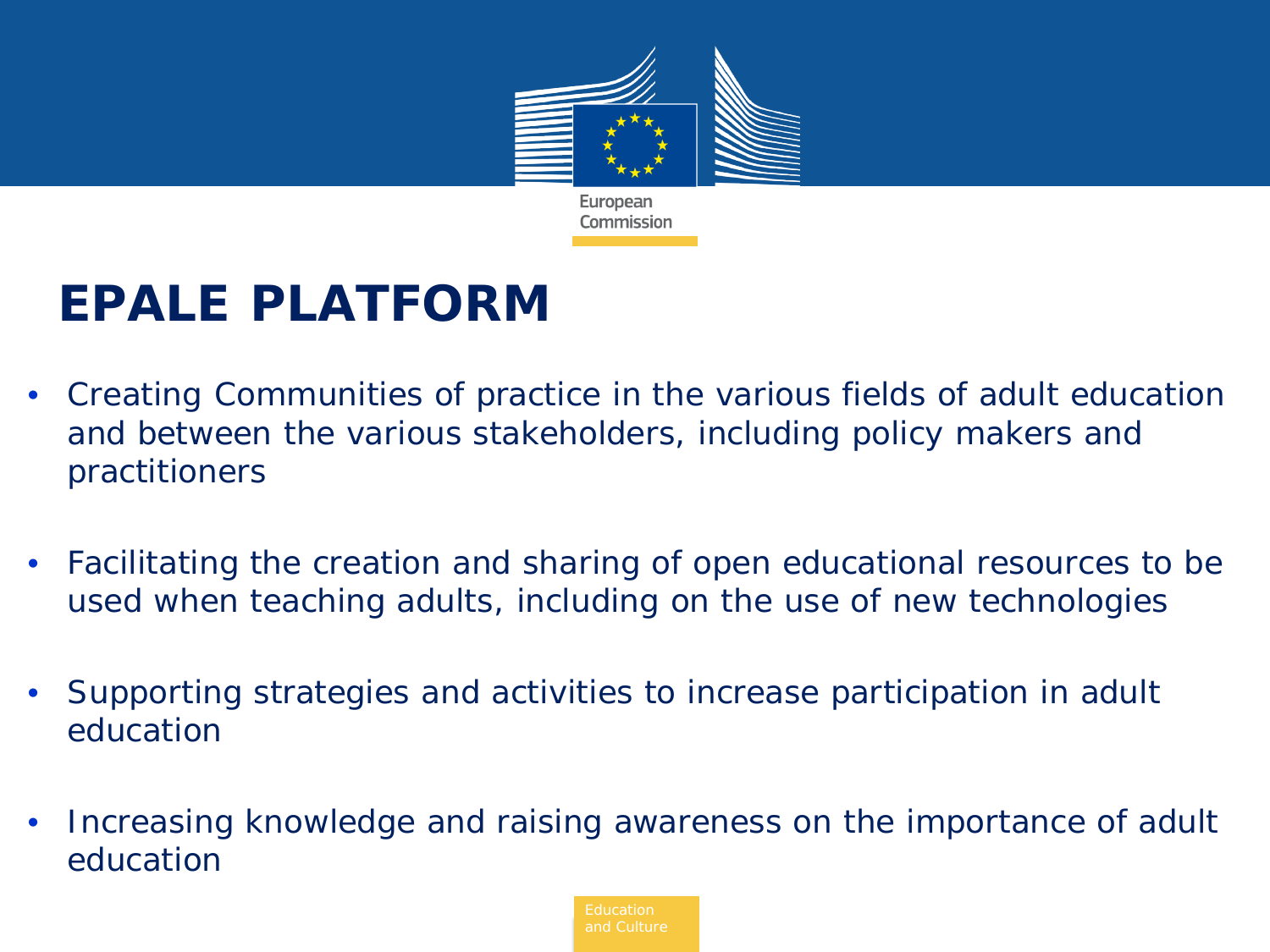# EPALE PLATFORM

- Creating Communities of practice in the various fields of adult education and between the various stakeholders, including policy makers and practitioners
- Facilitating the creation and sharing of open educational resources to be used when teaching adults, including on the use of new technologies
- Supporting strategies and activities to increase participation in adult education
- Increasing knowledge and raising awareness on the importance of adult education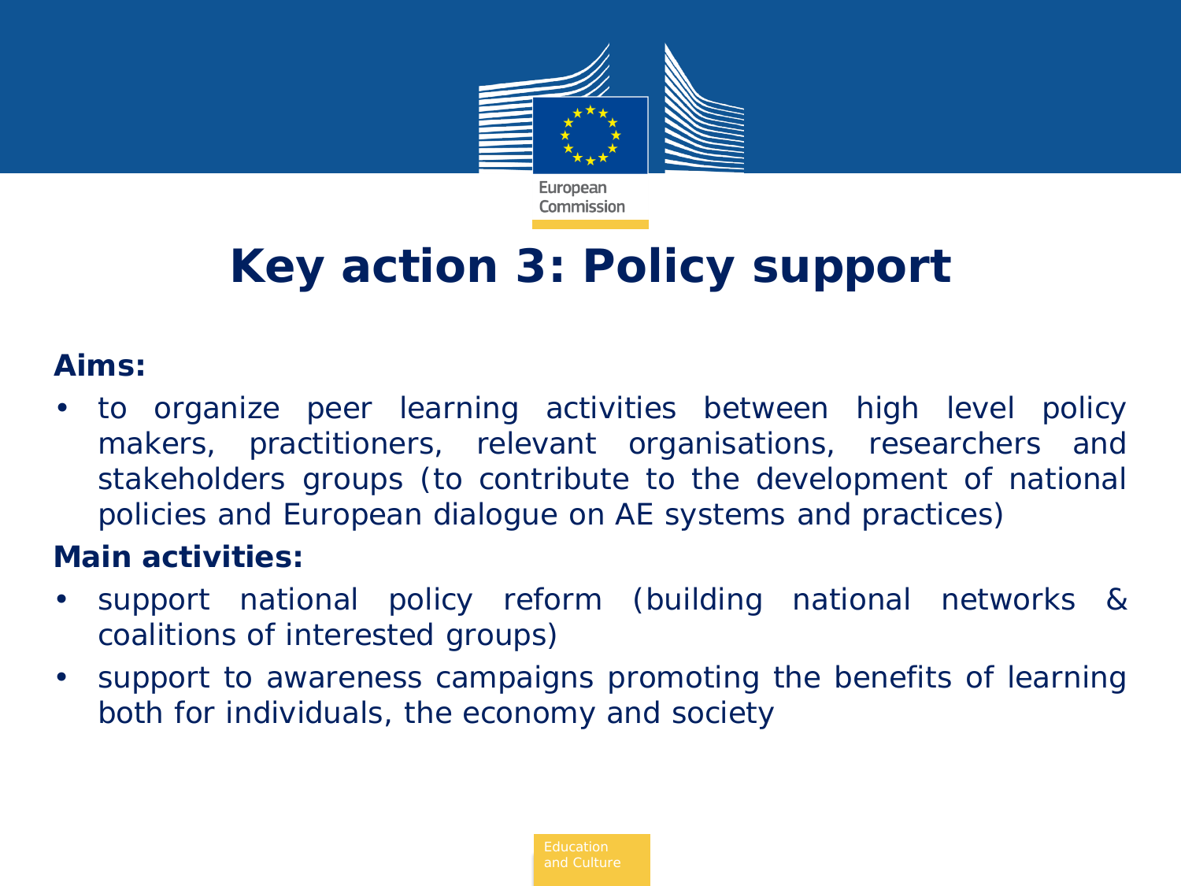# Key action 3: Policy support

**Aims:**

- to organize peer learning activities between high level policy makers, practitioners, relevant organisations, researchers and stakeholders groups (to contribute to the development of national policies and European dialogue on AE systems and practices)

**Main activities:**

- support national policy reform (building national networks & coalitions of interested groups)
- support to awareness campaigns promoting the benefits of learning both for individuals, the economy and society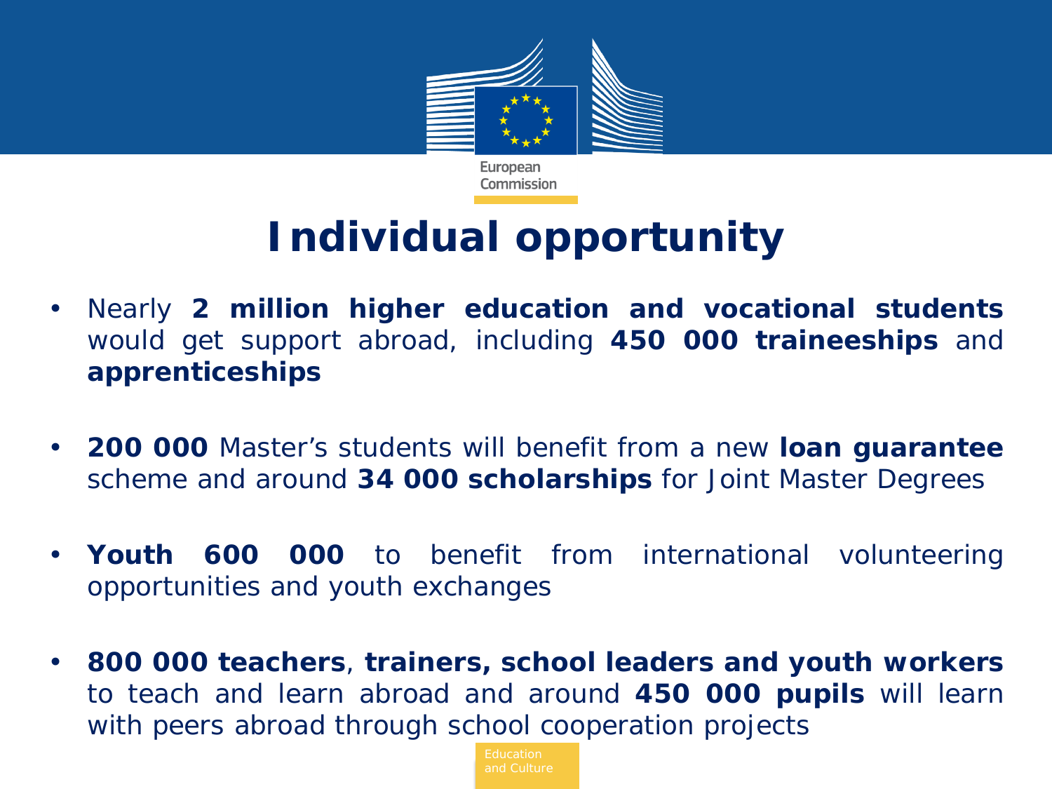# Individual opportunity

- Nearly **2 million higher education and vocational students** would get support abroad, including **450 000 traineeships** and **apprenticeships**
- **200 000** Master's students will benefit from a new **loan guarantee** scheme and around **34 000 scholarships** for Joint Master Degrees
- **Youth 600 000** to benefit from international volunteering opportunities and youth exchanges
- **800 000 teachers**, **trainers, school leaders and youth workers** to teach and learn abroad and around **450 000 pupils** will learn with peers abroad through school cooperation projects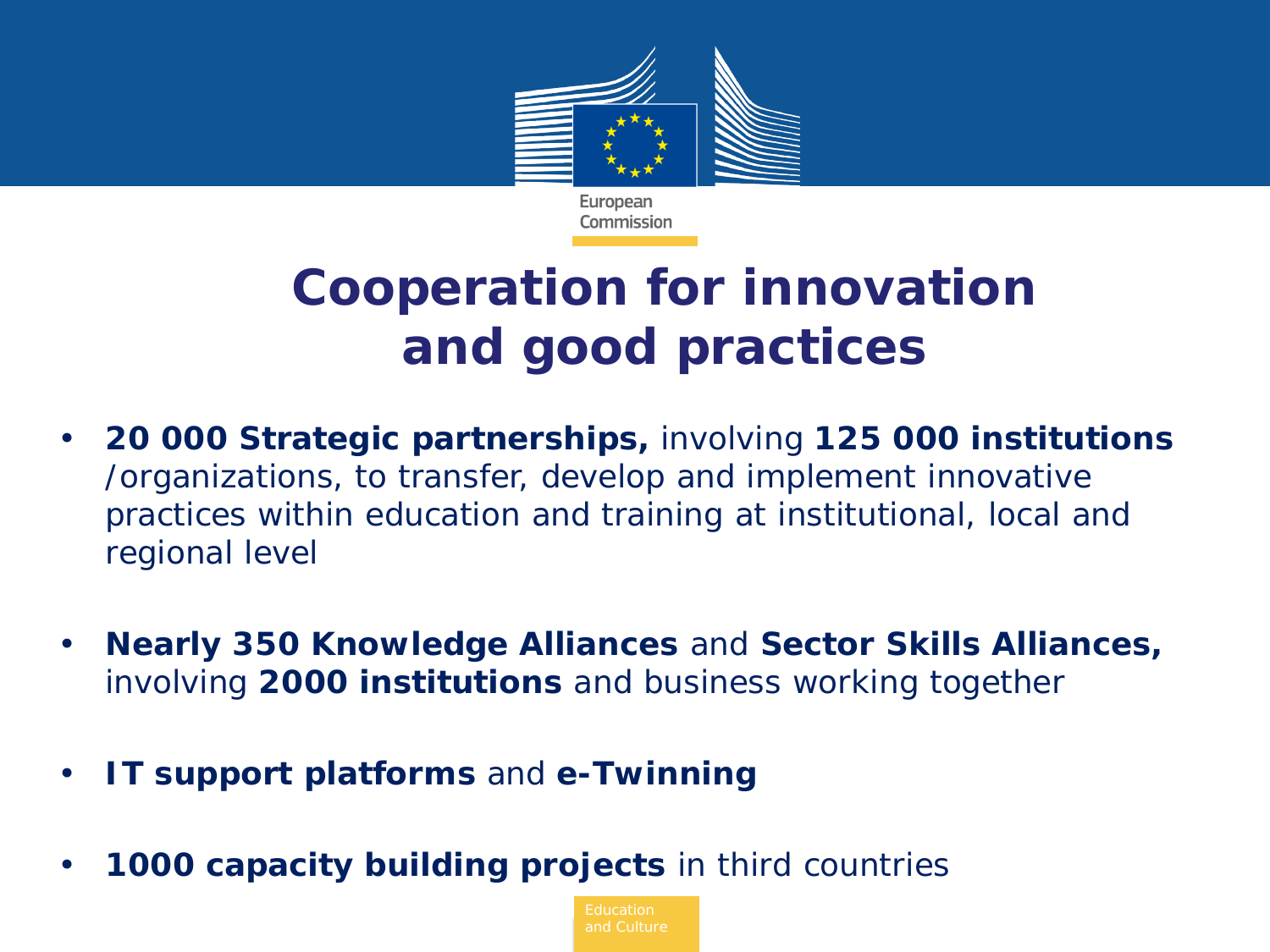# Cooperation for innovation and good practices

- **20 000 Strategic partnerships,** involving **125 000 institutions** /organizations, to transfer, develop and implement innovative practices within education and training at institutional, local and regional level

- **Nearly 350 Knowledge Alliances** and **Sector Skills Alliances,** involving **2000 institutions** and business working together

- **IT support platforms** and **e-Twinning**

- **1000 capacity building projects** in third countries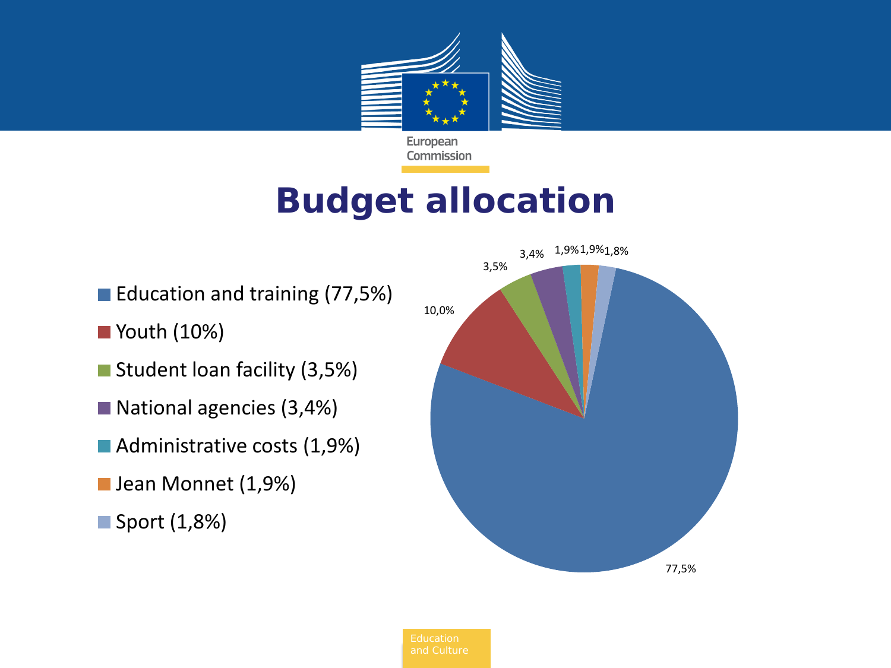# Budget allocation

- Education and training (77,5%)
- Youth (10%)
- Student loan facility (3,5%)
- National agencies (3,4%)
- Administrative costs (1,9%)
- Jean Monnet (1,9%)
- Sport (1,8%)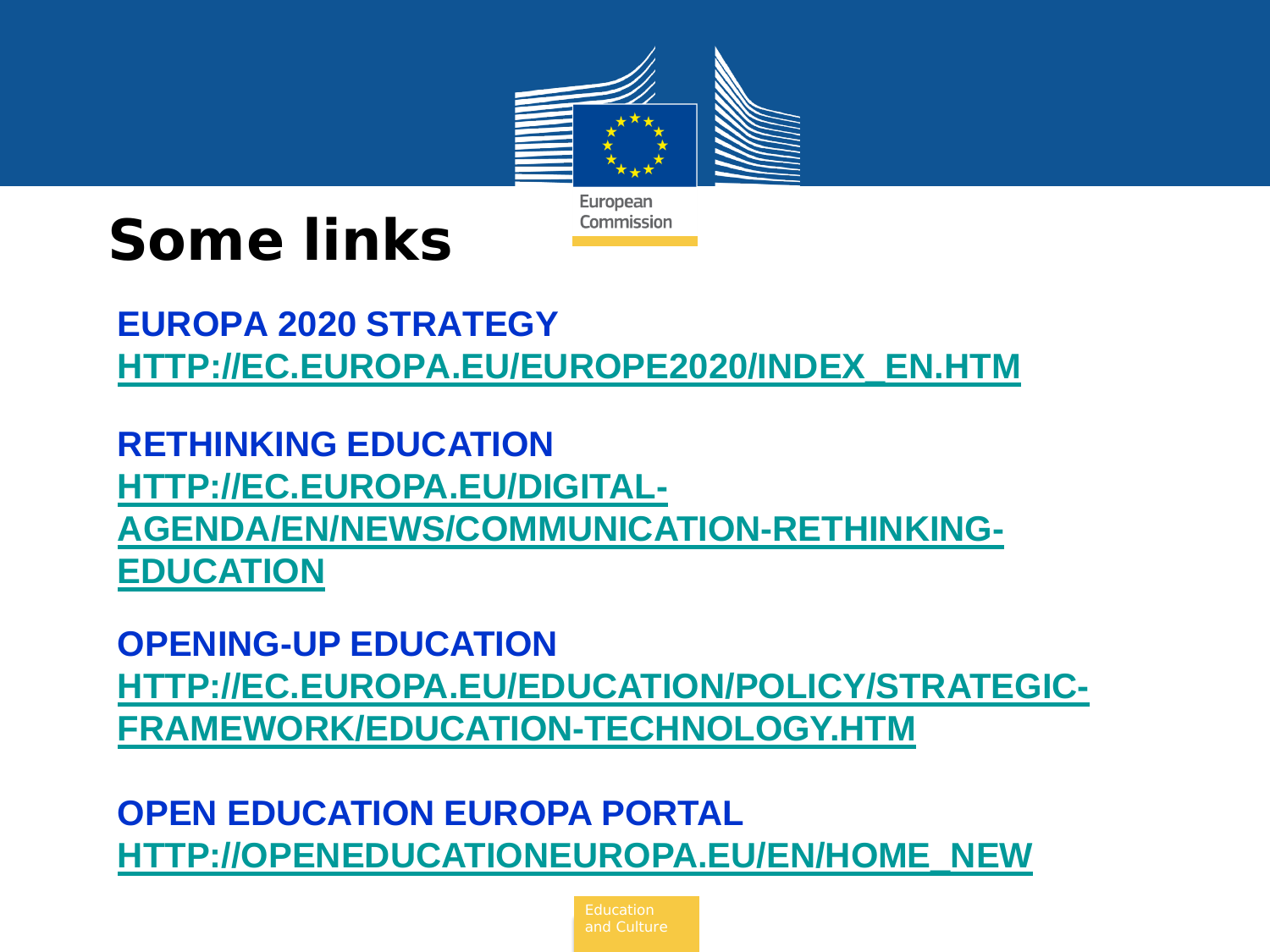# Some links

**EUROPA 2020 STRATEGY**
HTTP://EC.EUROPA.EU/EUROPE2020/INDEX_EN.HTM

**RETHINKING EDUCATION**
HTTP://EC.EUROPA.EU/DIGITAL-AGENDA/EN/NEWS/COMMUNICATION-RETHINKING-EDUCATION

**OPENING-UP EDUCATION**
HTTP://EC.EUROPA.EU/EDUCATION/POLICY/STRATEGIC-FRAMEWORK/EDUCATION-TECHNOLOGY.HTM

**OPEN EDUCATION EUROPA PORTAL**
HTTP://OPENEDUCATIONEUROPA.EU/EN/HOME_NEW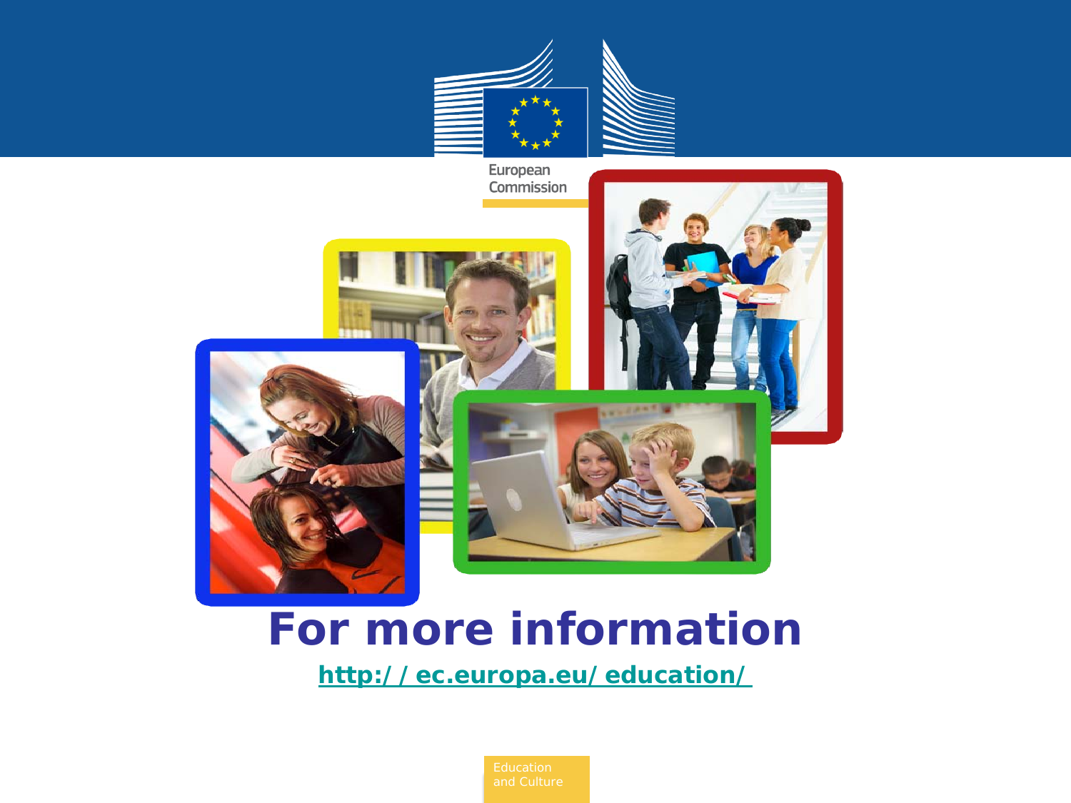# For more information

http://ec.europa.eu/education/